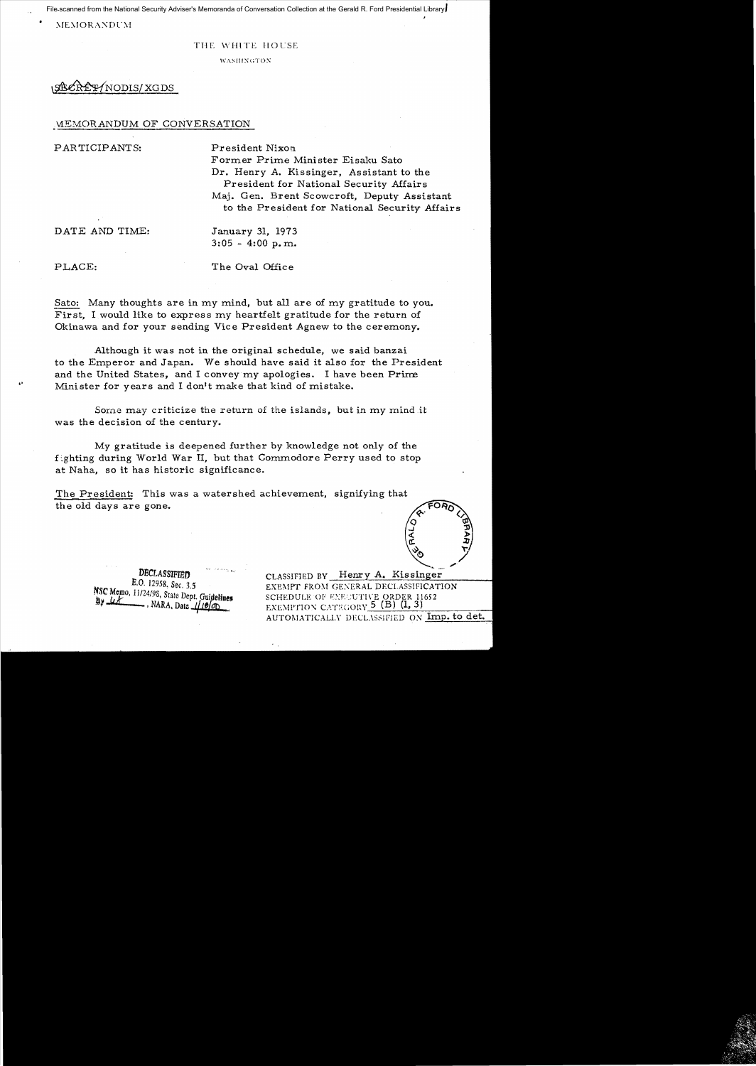File-scanned from the National Security Adviser's Memoranda of Conversation Collection at the Gerald R. Ford Presidential Library

MEMORANDUM

THE WHITE HOUSE

WASHINGTON

SECRET/NODIS/XGDS

MEMORANDUM OF CONVERSATION

PARTICIPANTS: President Nixon
Former Prime Minister Eisaku Sato
Dr. Henry A. Kissinger, Assistant to the President for National Security Affairs
Maj. Gen. Brent Scowcroft, Deputy Assistant to the President for National Security Affairs

DATE AND TIME: January 31, 1973
3:05 - 4:00 p.m.

PLACE: The Oval Office

Sato: Many thoughts are in my mind, but all are of my gratitude to you. First, I would like to express my heartfelt gratitude for the return of Okinawa and for your sending Vice President Agnew to the ceremony.

Although it was not in the original schedule, we said banzai to the Emperor and Japan. We should have said it also for the President and the United States, and I convey my apologies. I have been Prime Minister for years and I don't make that kind of mistake.

Some may criticize the return of the islands, but in my mind it was the decision of the century.

My gratitude is deepened further by knowledge not only of the fighting during World War II, but that Commodore Perry used to stop at Naha, so it has historic significance.

The President: This was a watershed achievement, signifying that the old days are gone.

DECLASSIFIED
E.O. 12958, Sec. 3.5
NSC Memo, 11/24/98, State Dept. Guidelines
By ___, NARA, Date ___

CLASSIFIED BY Henry A. Kissinger
EXEMPT FROM GENERAL DECLASSIFICATION SCHEDULE OF EXECUTIVE ORDER 11652
EXEMPTION CATEGORY 5 (B) (1, 3)
AUTOMATICALLY DECLASSIFIED ON Imp. to det.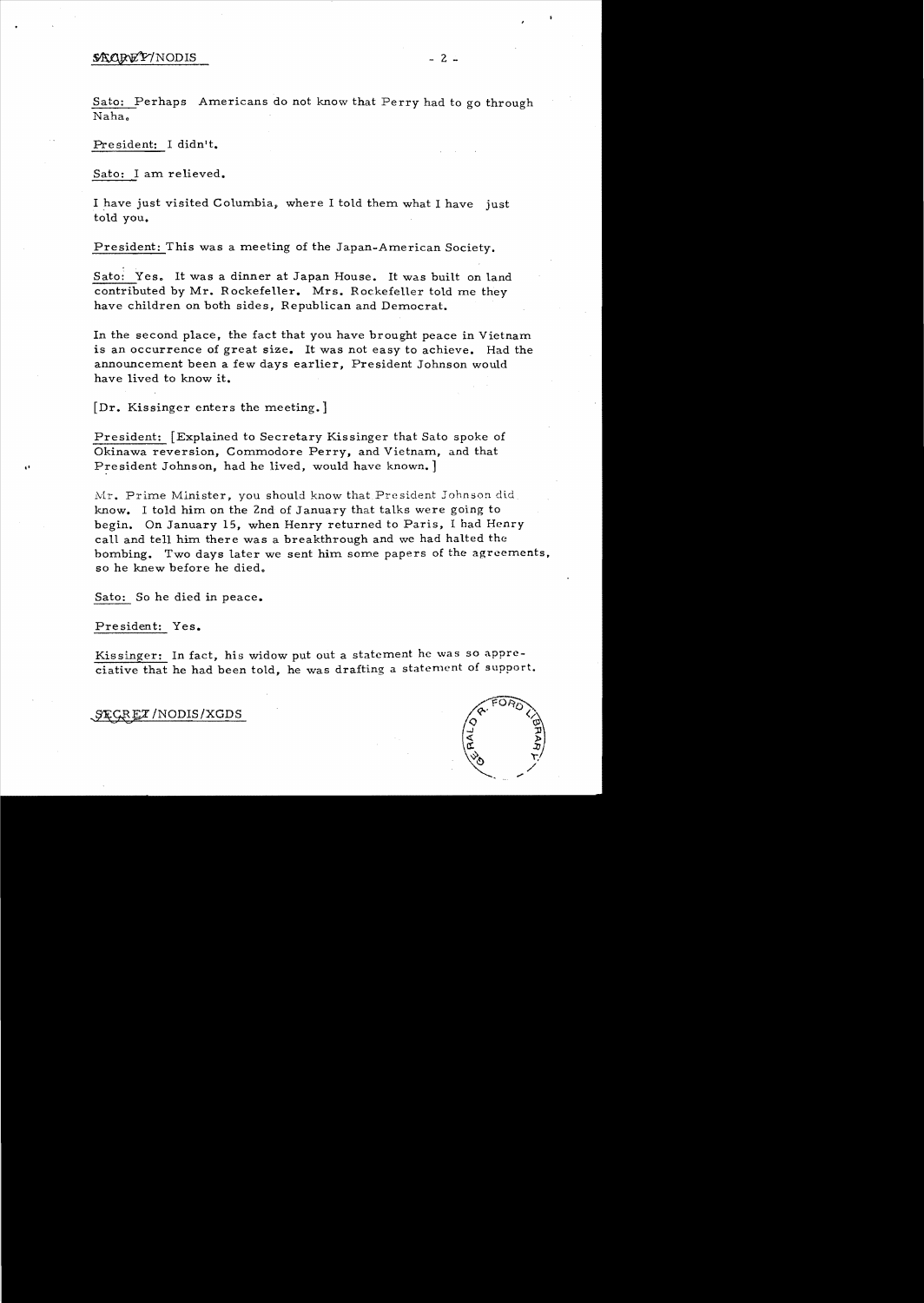Sato: Perhaps Americans do not know that Perry had to go through Naha.

President: I didn't.

Sato: I am relieved.

I have just visited Columbia, where I told them what I have just told you.

President: This was a meeting of the Japan-American Society.

Sato: Yes. It was a dinner at Japan House. It was built on land contributed by Mr. Rockefeller. Mrs. Rockefeller told me they have children on both sides, Republican and Democrat.

In the second place, the fact that you have brought peace in Vietnam is an occurrence of great size. It was not easy to achieve. Had the announcement been a few days earlier, President Johnson would have lived to know it.

[Dr. Kissinger enters the meeting.]

President: [Explained to Secretary Kissinger that Sato spoke of Okinawa reversion, Commodore Perry, and Vietnam, and that President Johnson, had he lived, would have known.]

Mr. Prime Minister, you should know that President Johnson did know. I told him on the 2nd of January that talks were going to begin. On January 15, when Henry returned to Paris, I had Henry call and tell him there was a breakthrough and we had halted the bombing. Two days later we sent him some papers of the agreements, so he knew before he died.

Sato: So he died in peace.

President: Yes.

Kissinger: In fact, his widow put out a statement he was so appreciative that he had been told, he was drafting a statement of support.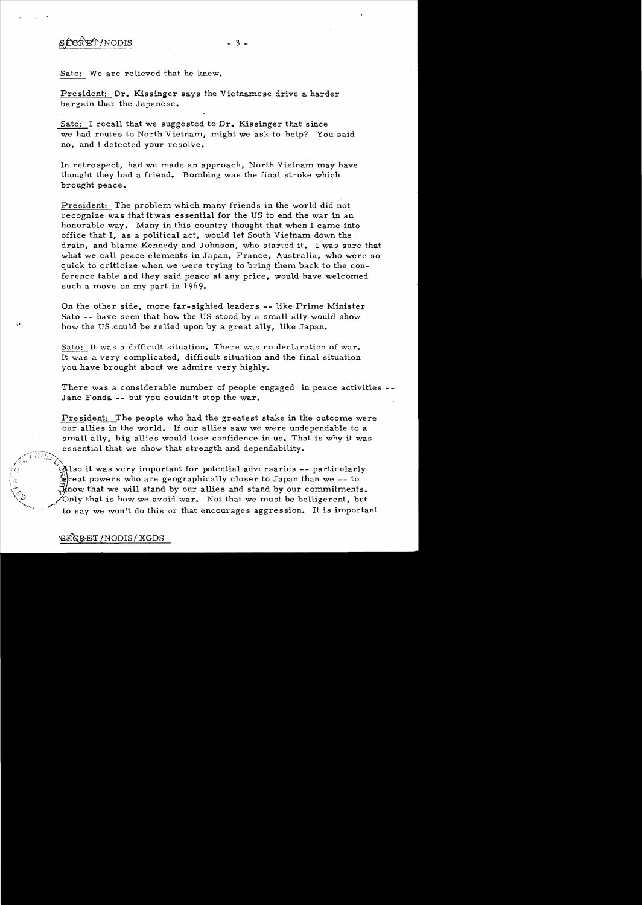Sato: We are relieved that he knew.

President: Dr. Kissinger says the Vietnamese drive a harder bargain than the Japanese.

Sato: I recall that we suggested to Dr. Kissinger that since we had routes to North Vietnam, might we ask to help? You said no, and I detected your resolve.

In retrospect, had we made an approach, North Vietnam may have thought they had a friend. Bombing was the final stroke which brought peace.

President: The problem which many friends in the world did not recognize was that it was essential for the US to end the war in an honorable way. Many in this country thought that when I came into office that I, as a political act, would let South Vietnam down the drain, and blame Kennedy and Johnson, who started it. I was sure that what we call peace elements in Japan, France, Australia, who were so quick to criticize when we were trying to bring them back to the conference table and they said peace at any price, would have welcomed such a move on my part in 1969.

On the other side, more far-sighted leaders -- like Prime Minister Sato -- have seen that how the US stood by a small ally would show how the US could be relied upon by a great ally, like Japan.

Sato: It was a difficult situation. There was no declaration of war. It was a very complicated, difficult situation and the final situation you have brought about we admire very highly.

There was a considerable number of people engaged in peace activities -- Jane Fonda -- but you couldn't stop the war.

President: The people who had the greatest stake in the outcome were our allies in the world. If our allies saw we were undependable to a small ally, big allies would lose confidence in us. That is why it was essential that we show that strength and dependability.

Also it was very important for potential adversaries -- particularly great powers who are geographically closer to Japan than we -- to know that we will stand by our allies and stand by our commitments. Only that is how we avoid war. Not that we must be belligerent, but to say we won't do this or that encourages aggression. It is important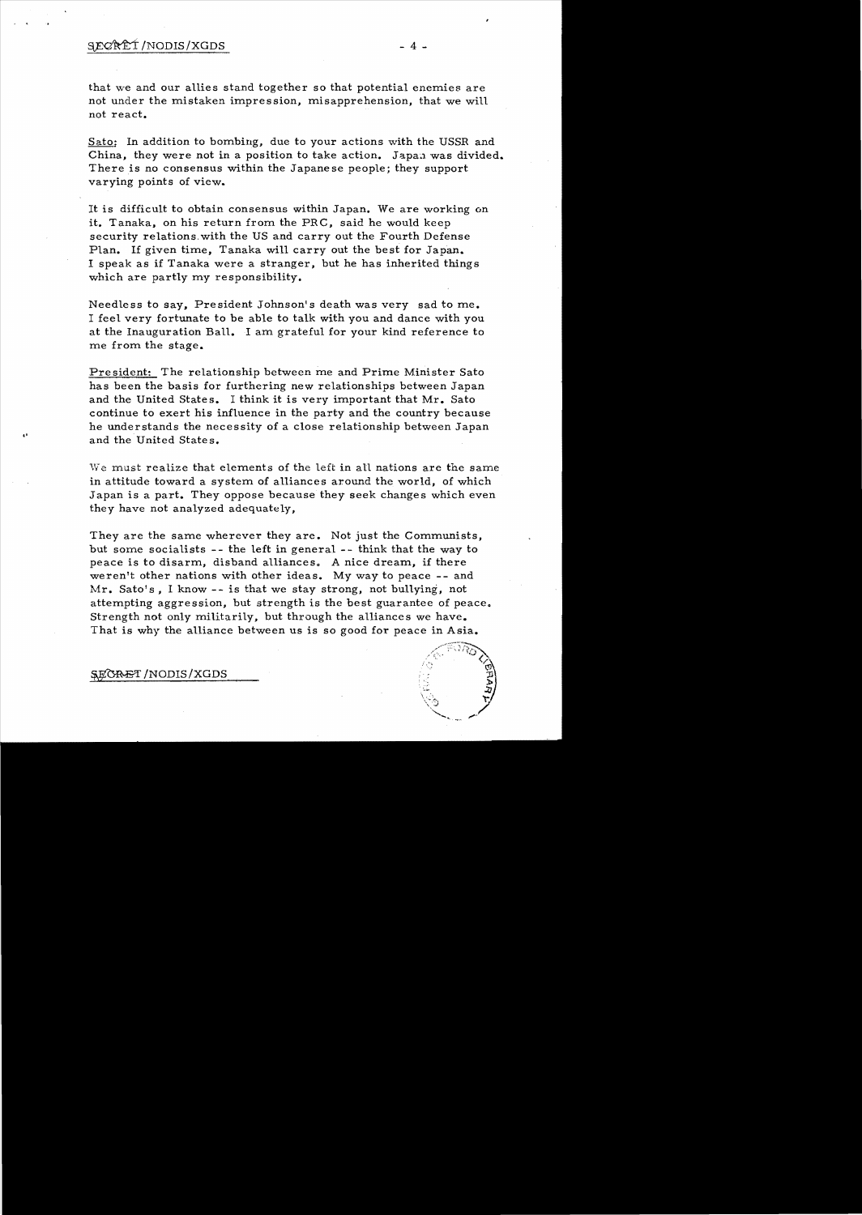that we and our allies stand together so that potential enemies are not under the mistaken impression, misapprehension, that we will not react.

Sato: In addition to bombing, due to your actions with the USSR and China, they were not in a position to take action. Japan was divided. There is no consensus within the Japanese people; they support varying points of view.

It is difficult to obtain consensus within Japan. We are working on it. Tanaka, on his return from the PRC, said he would keep security relations with the US and carry out the Fourth Defense Plan. If given time, Tanaka will carry out the best for Japan. I speak as if Tanaka were a stranger, but he has inherited things which are partly my responsibility.

Needless to say, President Johnson's death was very sad to me. I feel very fortunate to be able to talk with you and dance with you at the Inauguration Ball. I am grateful for your kind reference to me from the stage.

President: The relationship between me and Prime Minister Sato has been the basis for furthering new relationships between Japan and the United States. I think it is very important that Mr. Sato continue to exert his influence in the party and the country because he understands the necessity of a close relationship between Japan and the United States.

We must realize that elements of the left in all nations are the same in attitude toward a system of alliances around the world, of which Japan is a part. They oppose because they seek changes which even they have not analyzed adequately,

They are the same wherever they are. Not just the Communists, but some socialists -- the left in general -- think that the way to peace is to disarm, disband alliances. A nice dream, if there weren't other nations with other ideas. My way to peace -- and Mr. Sato's, I know -- is that we stay strong, not bullying, not attempting aggression, but strength is the best guarantee of peace. Strength not only militarily, but through the alliances we have. That is why the alliance between us is so good for peace in Asia.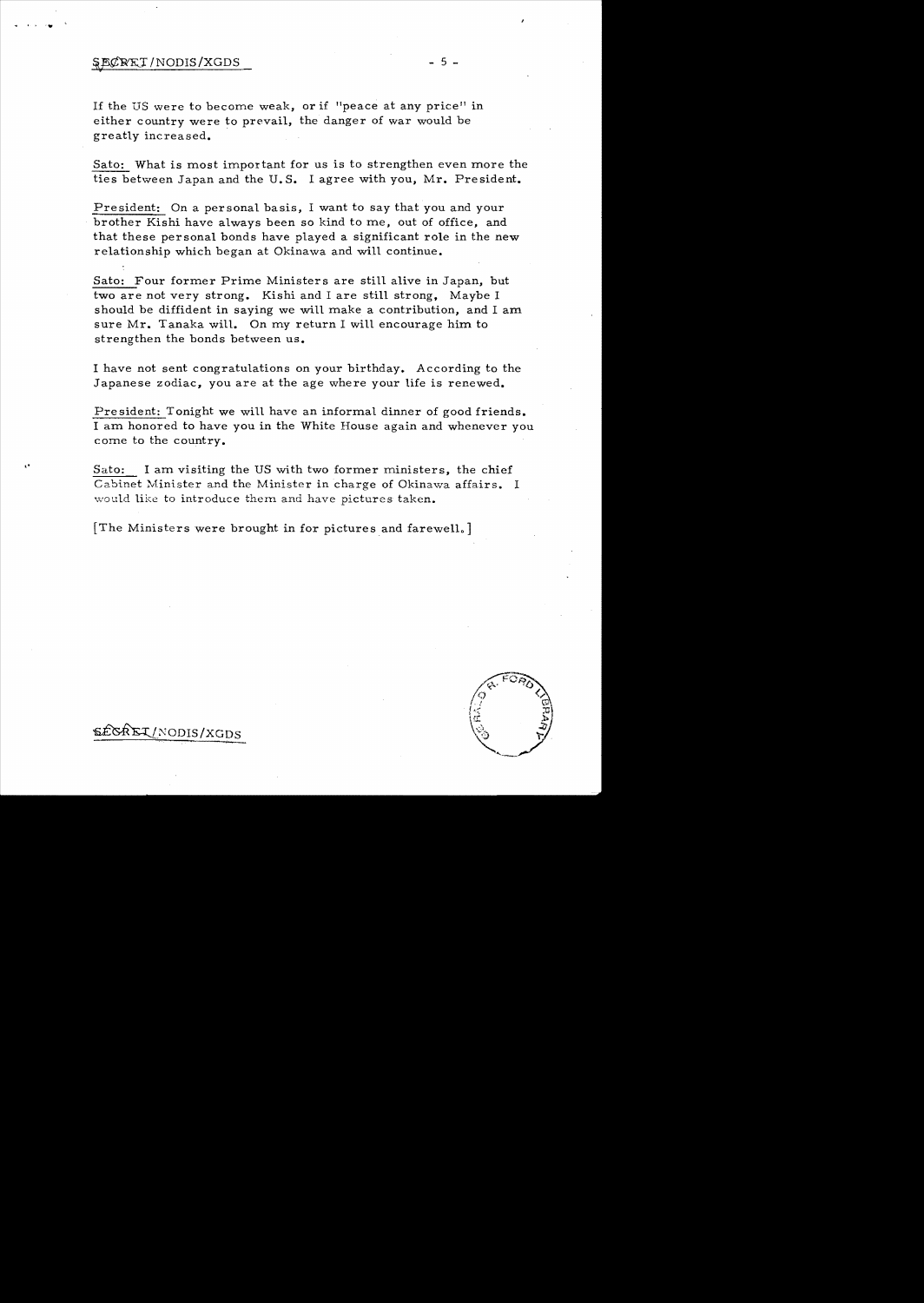If the US were to become weak, or if "peace at any price" in either country were to prevail, the danger of war would be greatly increased.

Sato: What is most important for us is to strengthen even more the ties between Japan and the U.S. I agree with you, Mr. President.

President: On a personal basis, I want to say that you and your brother Kishi have always been so kind to me, out of office, and that these personal bonds have played a significant role in the new relationship which began at Okinawa and will continue.

Sato: Four former Prime Ministers are still alive in Japan, but two are not very strong. Kishi and I are still strong. Maybe I should be diffident in saying we will make a contribution, and I am sure Mr. Tanaka will. On my return I will encourage him to strengthen the bonds between us.

I have not sent congratulations on your birthday. According to the Japanese zodiac, you are at the age where your life is renewed.

President: Tonight we will have an informal dinner of good friends. I am honored to have you in the White House again and whenever you come to the country.

Sato: I am visiting the US with two former ministers, the chief Cabinet Minister and the Minister in charge of Okinawa affairs. I would like to introduce them and have pictures taken.

[The Ministers were brought in for pictures and farewell.]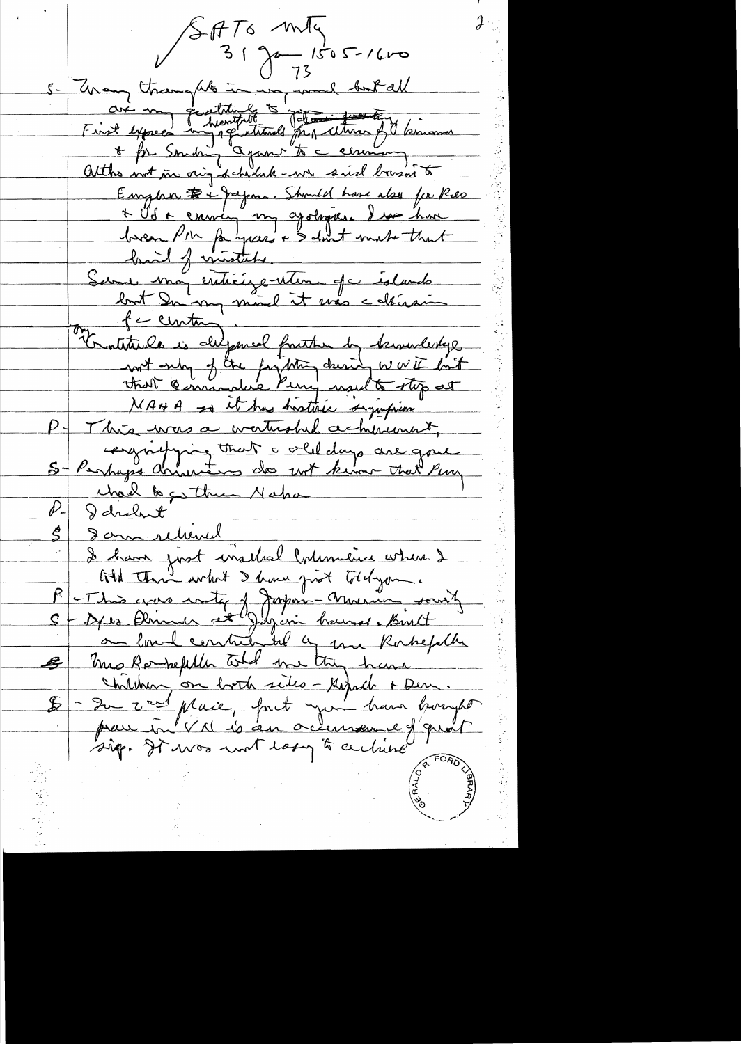Sato Mtg
31 Jan 1505-1600
73

S- Many thoughts in my mind but all are my gratitude to you ~~for your~~ heartfelt ~~[illegible]~~
First express my gratitude for return of Okinawa + for sending a gov't to ceremony.
Altho not in orig schedule - we said hours to Emperor + Japan. Should have also for Res + US a carrying my apologies. I have been PM for years + I don't make that kind of mistake.
Some may criticize return of islands but in my mind it was a decision for century.
My gratitude is deepened further by knowledge not only of the fighting during WWII but that Commodore Perry used to stop at NAHA so it has historic significance

P- This was a watershed achievement, signifying that old days are gone

S- Perhaps Americans do not know that Perry had to go thru Naha

P- I didn't

S- I am relieved
I have just insulted Columbus where I told them what I have just told you.

P- This was entry of Japan - American society

S- Yes. Dinner at Japan house. Built on land contributed by Mr Rockefeller

S- Mrs Rockefeller told me they have children on both sides - Repub + Dem.

S- In 2nd place, fact you have brought peace in VN is an occurrence of great sig. It was not easy to achieve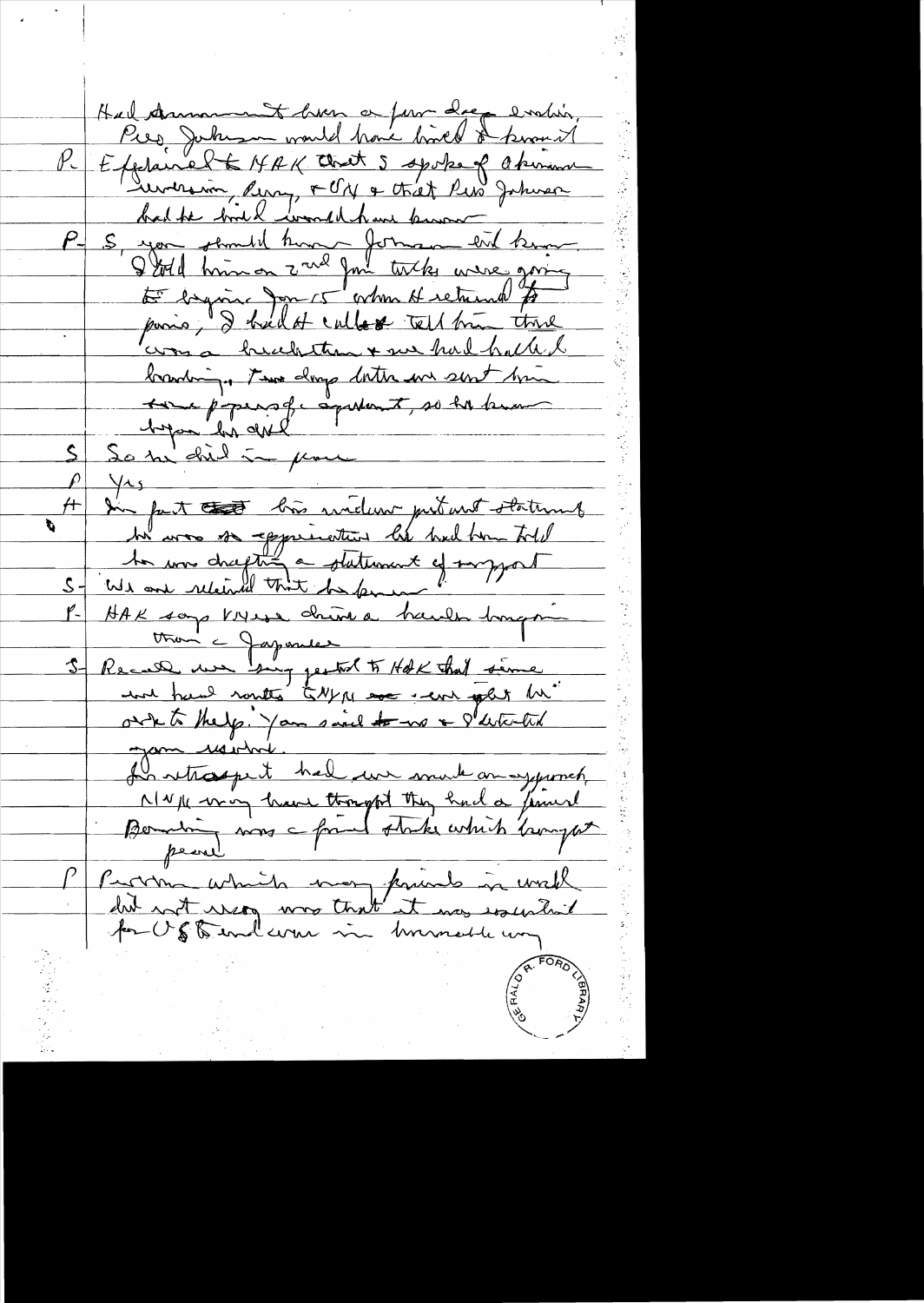Had Armament been a few days earlier, Pres Johnson would have lived to know it

P- Explained to HAK that S spoke of Okinawa reversion, Peng, & UN & that Pres Johnson had he lived would have known

P- S, you should know Johnson did know. I told him on 2nd Jan talks were going to begin Jan 15 when H returned to Paris; I had called to tell him there was a breakthrough & we had halted bombing. Two days later we sent him some papers of agreement, so he knew before he died

S So he died in peace

P Yes

H In fact his widow put out statement he was so appreciative he had been told he was drafting a statement of support

S- We are relieved that he knew.

P- HAK says VN is drive a harder bargain than a Japanese

S- Recall when sing pestered to HAK that since we had worked GNYN we will get VN" over to help. You said to us & I detected your irritation.

In retrospect had we made an approach, NVN may have thought they had a friend. Bombing was a final stroke which brought peace

P Pressure which many friends in world did not recog was that it was essential for US to end war in honorable way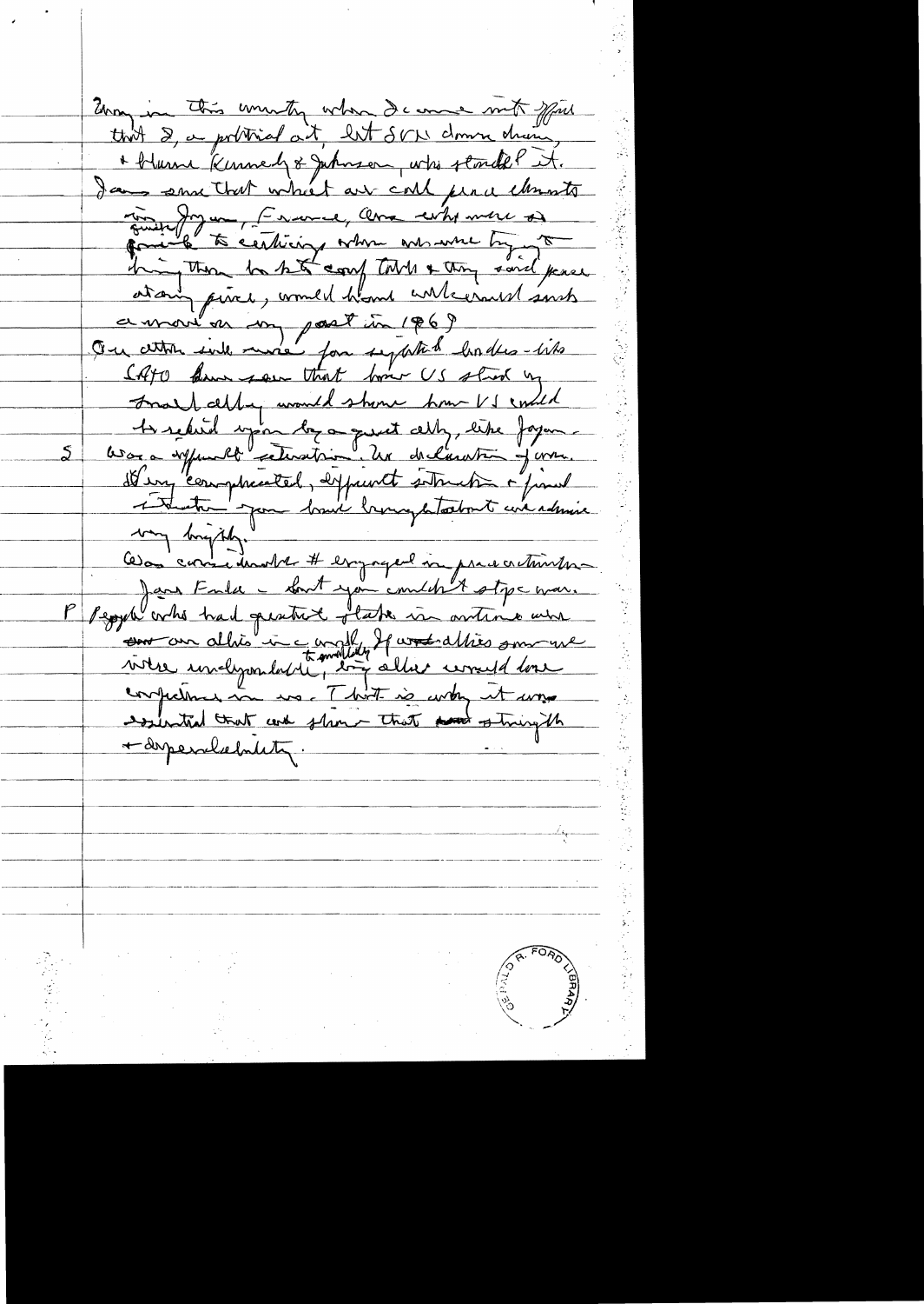Many in this country when I came into office thought I, a political act, let S.V.N. down drain, + blame Kennedy & Johnson, who started it. I am sure that what we call peace elements in Japan, France, Cong who were so quick to criticize when we were trying to bring them to the conf table & they said peace at any price, would have welcomed such a move on my part in 1969.

On other side more for sophisticated leaders - like CAPO [?] have seen that how US stood by Israel ally would show how US could be relied upon by a great ally, like Japan.

5 Was a difficult situation. No declaration of war. Very complicated, difficult situation & final situation - you have brought about are admire very highly.

Was considerable # engaged in peace activities - Jane Fonda - don't you couldn't stop war.

P People who had greatest stake in outcome were our allies in a world. If we - allies whom we were unable to [?] - totally, big allies would lose confidence in us. That is why it was essential that we show that strength + dependability.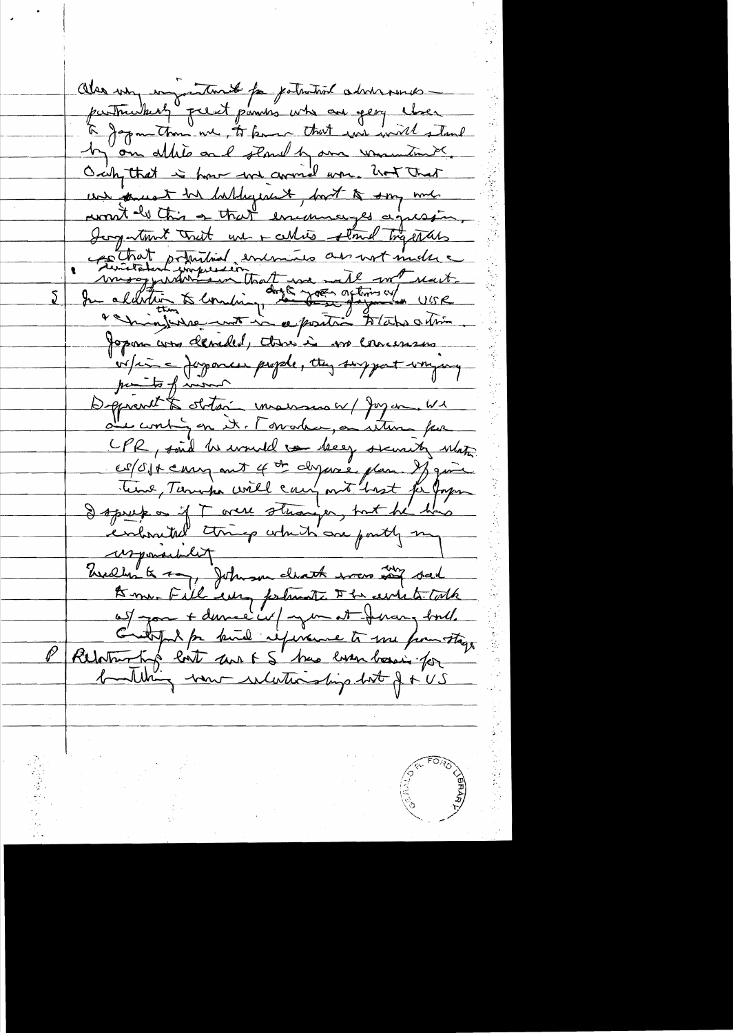Also very important for potential adversaries — particularly great powers who are geog closer to Japan than we, to know that we will stand by our allies and stand by our commitments. Only that is how we avoid war. Not that we must be belligerent, but to say we won't do this or that encourages aggression. Important that we & allies stand together so that potential enemies are not under a mistaken impression that we will not react.

S In addition to lending, Japan, drug is great tonight with USSR & think there not in a position to take action. Japan was derailed, there is no consensus w/in a Japanese people, they support varying points of view.

Difficult to obtain consensus w/ Japan. We are working on it. Tomorrow, on return from LPR, said he would keep security matters & carry out 4th defense plan. If given time, Tanaka will carry out best for Japan. I speak as if I were stranger, but he has inherited things which are partly my responsibility.

Needless to say, Johnson death was very sad to me. Feel very fortunate to be able to talk w/ you & dance w/ you at Inaug. ball. Grateful for kind reference to me from stage.

P Relationship last 4 & 5 has been basis for building new relationship betw J & US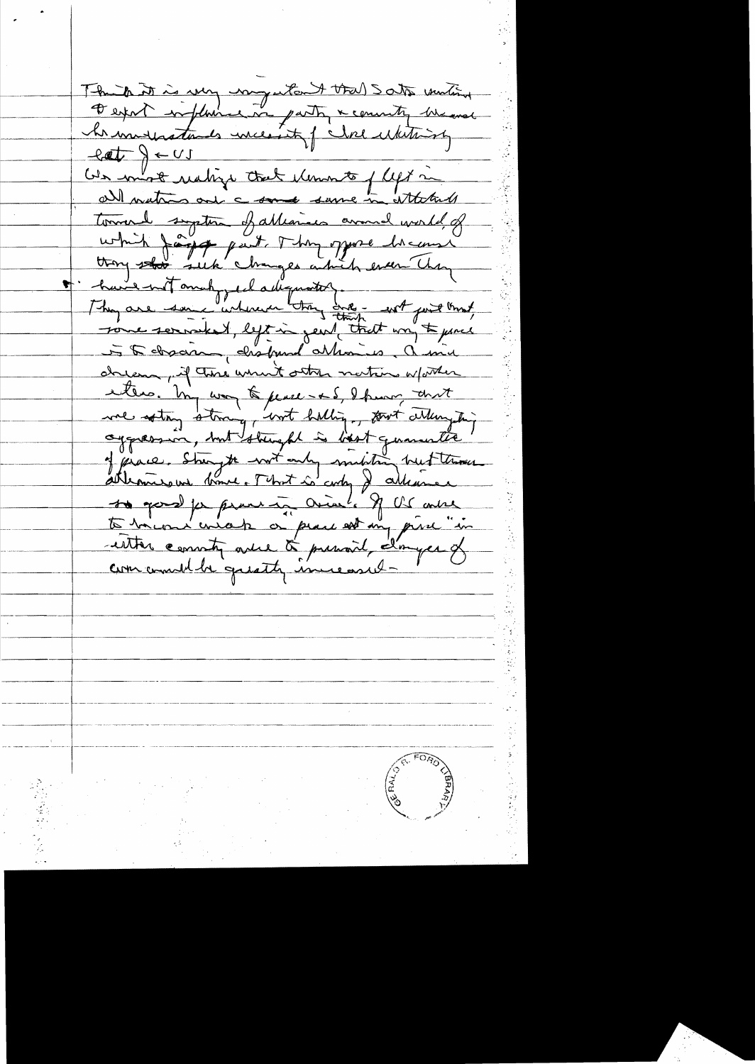Think it is very important that Soto [?] continue to exert influence in party & country because he understands necessity of close relationship between J & US.

We must realize that elements of left in all nations are the same in attitude toward system of alliances around world of which Japan part. They oppose because they see such changes which even they have not analyzed adequately.

They are same wherever they are – not just that some socialist, left in general, think that way to peace is to disarm, disband alliances. A nice dream, if there weren't other nations w/ other ideas. My way to peace – & S, I know, that we stay strong, not bellicose, not attempting aggression, but strength is best guarantee of peace. Strength not only military but through alliances too. That is only J alliance so good for peace in Asia. If US were to become weak or "peace at any price" in either country were to prevail, danger of war would be greatly increased –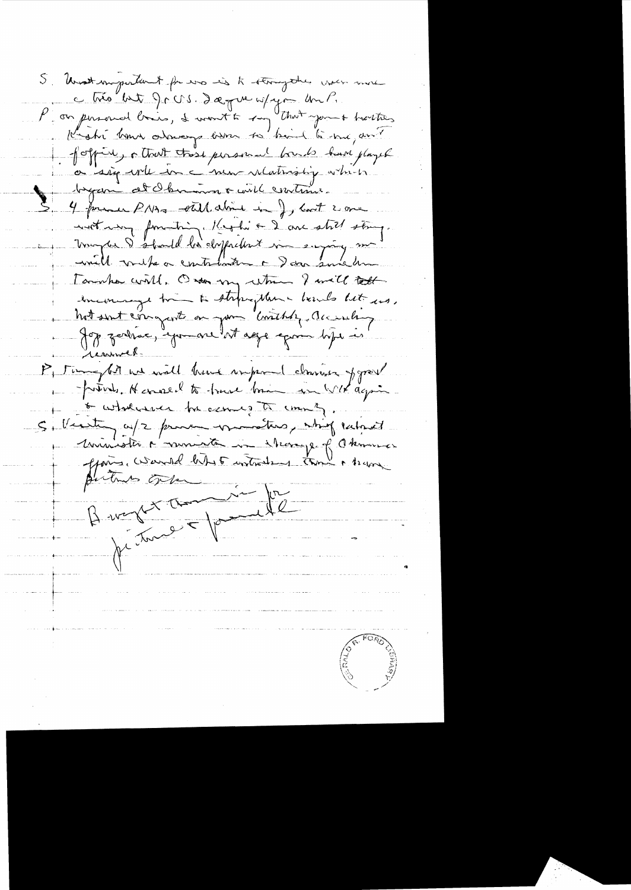S. Most important for us is to strengthen even more a ties but JP US. I agree w/you Mr P.

P. On personal basis, I want to say that you & brother Kishi have always been so kind to me, and (?) Foggie, & that these personal bonds have played a big role in a new relationship which began at Okinawa & will continue.

S. 4 former PMs still alive in J, but 2 are not very functioning. Kishi & I are still strong. Maybe I should be different in saying we will make a contribution & I am sure Tanaka will. On my return I will encourage him to strengthen bonds bet us. Not sent congrats on your birthday. According Jap zodiac, your 61st age your life is renewed.

P. Tonight we will have informal dinner of good friends. He wanted to have him in WH again & wherever he comes to country.

S. Visiting w/2 prime ministers, chief cabinet minister & minister in charge of Okinawa affairs. Would like to introduce them & have picture taken.

Brought them in for picture & farewell.